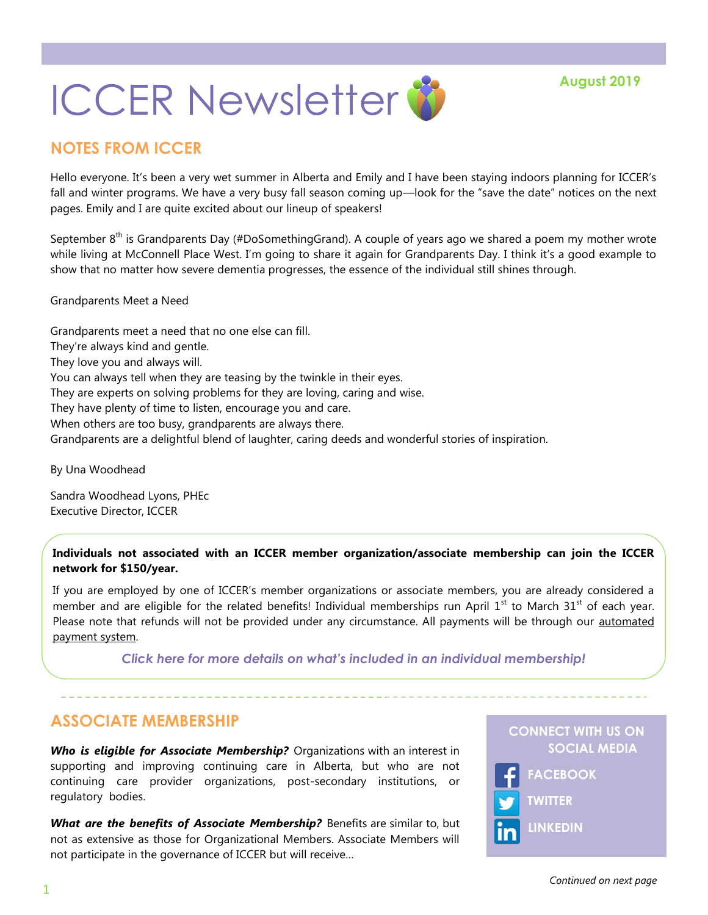# ICCER Newsletter

**August 2019**

## NOTES FROM ICCER

Hello everyone. It's been a very wet summer in Alberta and Emily and I have been staying indoors planning for ICCER's fall and winter programs. We have a very busy fall season coming up—look for the "save the date" notices on the next pages. Emily and I are quite excited about our lineup of speakers!

September 8th is Grandparents Day (#DoSomethingGrand). A couple of years ago we shared a poem my mother wrote while living at McConnell Place West. I'm going to share it again for Grandparents Day. I think it's a good example to show that no matter how severe dementia progresses, the essence of the individual still shines through.

Grandparents Meet a Need

Grandparents meet a need that no one else can fill.
They're always kind and gentle.
They love you and always will.
You can always tell when they are teasing by the twinkle in their eyes.
They are experts on solving problems for they are loving, caring and wise.
They have plenty of time to listen, encourage you and care.
When others are too busy, grandparents are always there.
Grandparents are a delightful blend of laughter, caring deeds and wonderful stories of inspiration.

By Una Woodhead

Sandra Woodhead Lyons, PHEc
Executive Director, ICCER

**Individuals not associated with an ICCER member organization/associate membership can join the ICCER network for $150/year.**

If you are employed by one of ICCER's member organizations or associate members, you are already considered a member and are eligible for the related benefits! Individual memberships run April 1st to March 31st of each year. Please note that refunds will not be provided under any circumstance. All payments will be through our automated payment system.

*Click here for more details on what's included in an individual membership!*

## ASSOCIATE MEMBERSHIP

***Who is eligible for Associate Membership?*** Organizations with an interest in supporting and improving continuing care in Alberta, but who are not continuing care provider organizations, post-secondary institutions, or regulatory bodies.

***What are the benefits of Associate Membership?*** Benefits are similar to, but not as extensive as those for Organizational Members. Associate Members will not participate in the governance of ICCER but will receive…

**CONNECT WITH US ON SOCIAL MEDIA**

- FACEBOOK
- TWITTER
- LINKEDIN

*Continued on next page*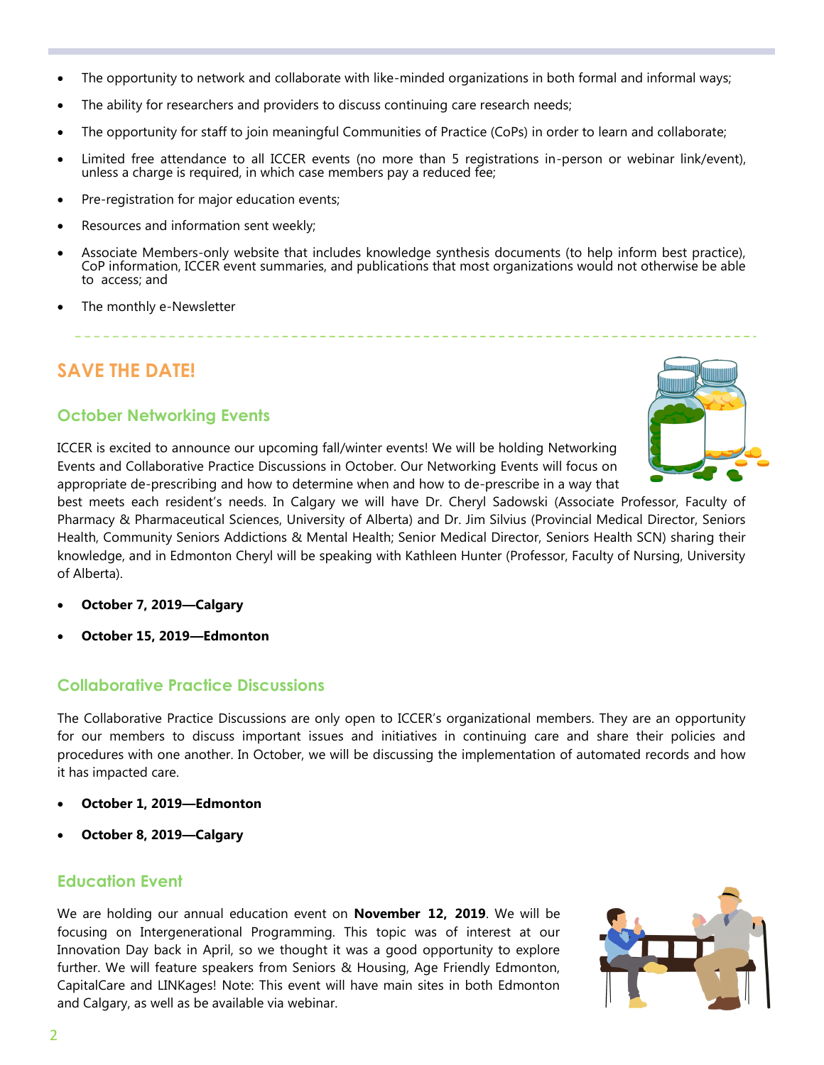- The opportunity to network and collaborate with like-minded organizations in both formal and informal ways;
- The ability for researchers and providers to discuss continuing care research needs;
- The opportunity for staff to join meaningful Communities of Practice (CoPs) in order to learn and collaborate;
- Limited free attendance to all ICCER events (no more than 5 registrations in-person or webinar link/event), unless a charge is required, in which case members pay a reduced fee;
- Pre-registration for major education events;
- Resources and information sent weekly;
- Associate Members-only website that includes knowledge synthesis documents (to help inform best practice), CoP information, ICCER event summaries, and publications that most organizations would not otherwise be able to access; and
- The monthly e-Newsletter

## SAVE THE DATE!

### October Networking Events

ICCER is excited to announce our upcoming fall/winter events! We will be holding Networking Events and Collaborative Practice Discussions in October. Our Networking Events will focus on appropriate de-prescribing and how to determine when and how to de-prescribe in a way that best meets each resident's needs. In Calgary we will have Dr. Cheryl Sadowski (Associate Professor, Faculty of Pharmacy & Pharmaceutical Sciences, University of Alberta) and Dr. Jim Silvius (Provincial Medical Director, Seniors Health, Community Seniors Addictions & Mental Health; Senior Medical Director, Seniors Health SCN) sharing their knowledge, and in Edmonton Cheryl will be speaking with Kathleen Hunter (Professor, Faculty of Nursing, University of Alberta).

- **October 7, 2019—Calgary**
- **October 15, 2019—Edmonton**

### Collaborative Practice Discussions

The Collaborative Practice Discussions are only open to ICCER's organizational members. They are an opportunity for our members to discuss important issues and initiatives in continuing care and share their policies and procedures with one another. In October, we will be discussing the implementation of automated records and how it has impacted care.

- **October 1, 2019—Edmonton**
- **October 8, 2019—Calgary**

### Education Event

We are holding our annual education event on **November 12, 2019**. We will be focusing on Intergenerational Programming. This topic was of interest at our Innovation Day back in April, so we thought it was a good opportunity to explore further. We will feature speakers from Seniors & Housing, Age Friendly Edmonton, CapitalCare and LINKages! Note: This event will have main sites in both Edmonton and Calgary, as well as be available via webinar.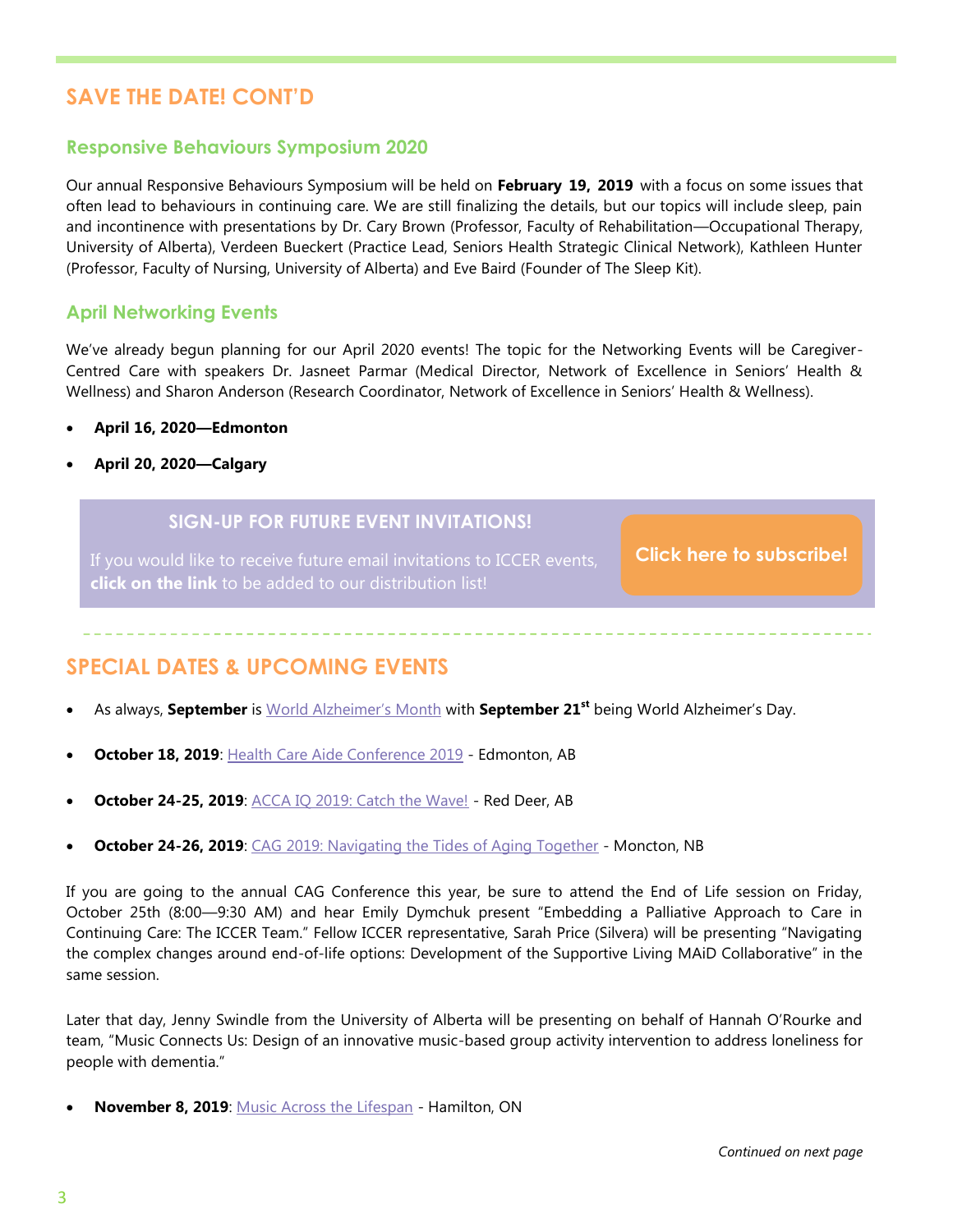## SAVE THE DATE! CONT'D

### Responsive Behaviours Symposium 2020

Our annual Responsive Behaviours Symposium will be held on **February 19, 2019** with a focus on some issues that often lead to behaviours in continuing care. We are still finalizing the details, but our topics will include sleep, pain and incontinence with presentations by Dr. Cary Brown (Professor, Faculty of Rehabilitation—Occupational Therapy, University of Alberta), Verdeen Bueckert (Practice Lead, Seniors Health Strategic Clinical Network), Kathleen Hunter (Professor, Faculty of Nursing, University of Alberta) and Eve Baird (Founder of The Sleep Kit).

### April Networking Events

We've already begun planning for our April 2020 events! The topic for the Networking Events will be Caregiver-Centred Care with speakers Dr. Jasneet Parmar (Medical Director, Network of Excellence in Seniors' Health & Wellness) and Sharon Anderson (Research Coordinator, Network of Excellence in Seniors' Health & Wellness).

- **April 16, 2020—Edmonton**
- **April 20, 2020—Calgary**

**SIGN-UP FOR FUTURE EVENT INVITATIONS!**

If you would like to receive future email invitations to ICCER events, **click on the link** to be added to our distribution list!

**Click here to subscribe!**

## SPECIAL DATES & UPCOMING EVENTS

- As always, **September** is World Alzheimer's Month with **September 21st** being World Alzheimer's Day.
- **October 18, 2019**: Health Care Aide Conference 2019 - Edmonton, AB
- **October 24-25, 2019**: ACCA IQ 2019: Catch the Wave! - Red Deer, AB
- **October 24-26, 2019**: CAG 2019: Navigating the Tides of Aging Together - Moncton, NB

If you are going to the annual CAG Conference this year, be sure to attend the End of Life session on Friday, October 25th (8:00—9:30 AM) and hear Emily Dymchuk present "Embedding a Palliative Approach to Care in Continuing Care: The ICCER Team." Fellow ICCER representative, Sarah Price (Silvera) will be presenting "Navigating the complex changes around end-of-life options: Development of the Supportive Living MAiD Collaborative" in the same session.

Later that day, Jenny Swindle from the University of Alberta will be presenting on behalf of Hannah O'Rourke and team, "Music Connects Us: Design of an innovative music-based group activity intervention to address loneliness for people with dementia."

- **November 8, 2019**: Music Across the Lifespan - Hamilton, ON

*Continued on next page*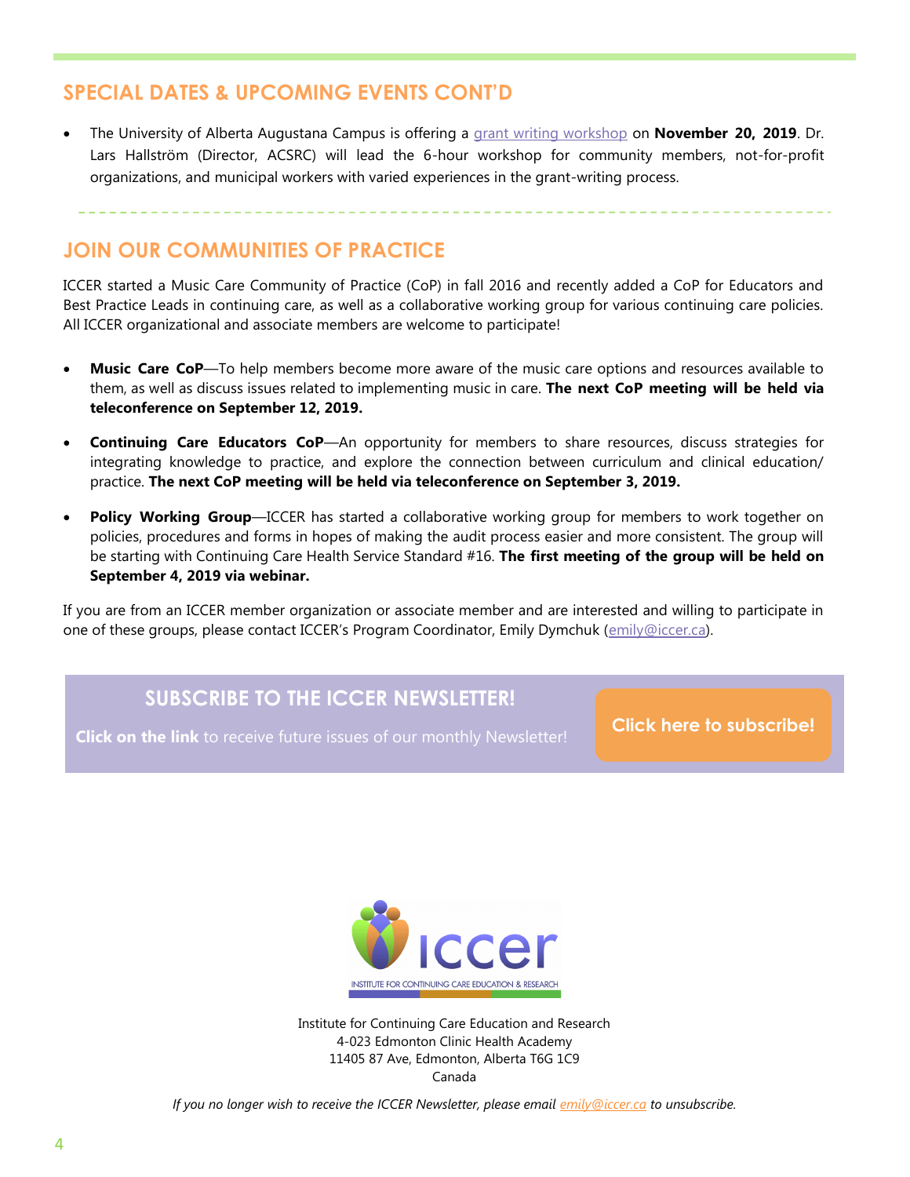## SPECIAL DATES & UPCOMING EVENTS CONT'D

- The University of Alberta Augustana Campus is offering a grant writing workshop on **November 20, 2019**. Dr. Lars Hallström (Director, ACSRC) will lead the 6-hour workshop for community members, not-for-profit organizations, and municipal workers with varied experiences in the grant-writing process.

## JOIN OUR COMMUNITIES OF PRACTICE

ICCER started a Music Care Community of Practice (CoP) in fall 2016 and recently added a CoP for Educators and Best Practice Leads in continuing care, as well as a collaborative working group for various continuing care policies. All ICCER organizational and associate members are welcome to participate!

- **Music Care CoP**—To help members become more aware of the music care options and resources available to them, as well as discuss issues related to implementing music in care. **The next CoP meeting will be held via teleconference on September 12, 2019.**

- **Continuing Care Educators CoP**—An opportunity for members to share resources, discuss strategies for integrating knowledge to practice, and explore the connection between curriculum and clinical education/ practice. **The next CoP meeting will be held via teleconference on September 3, 2019.**

- **Policy Working Group**—ICCER has started a collaborative working group for members to work together on policies, procedures and forms in hopes of making the audit process easier and more consistent. The group will be starting with Continuing Care Health Service Standard #16. **The first meeting of the group will be held on September 4, 2019 via webinar.**

If you are from an ICCER member organization or associate member and are interested and willing to participate in one of these groups, please contact ICCER's Program Coordinator, Emily Dymchuk (emily@iccer.ca).

## SUBSCRIBE TO THE ICCER NEWSLETTER!

**Click on the link** to receive future issues of our monthly Newsletter!

**Click here to subscribe!**

iccer
INSTITUTE FOR CONTINUING CARE EDUCATION & RESEARCH

Institute for Continuing Care Education and Research
4-023 Edmonton Clinic Health Academy
11405 87 Ave, Edmonton, Alberta T6G 1C9
Canada

*If you no longer wish to receive the ICCER Newsletter, please email emily@iccer.ca to unsubscribe.*